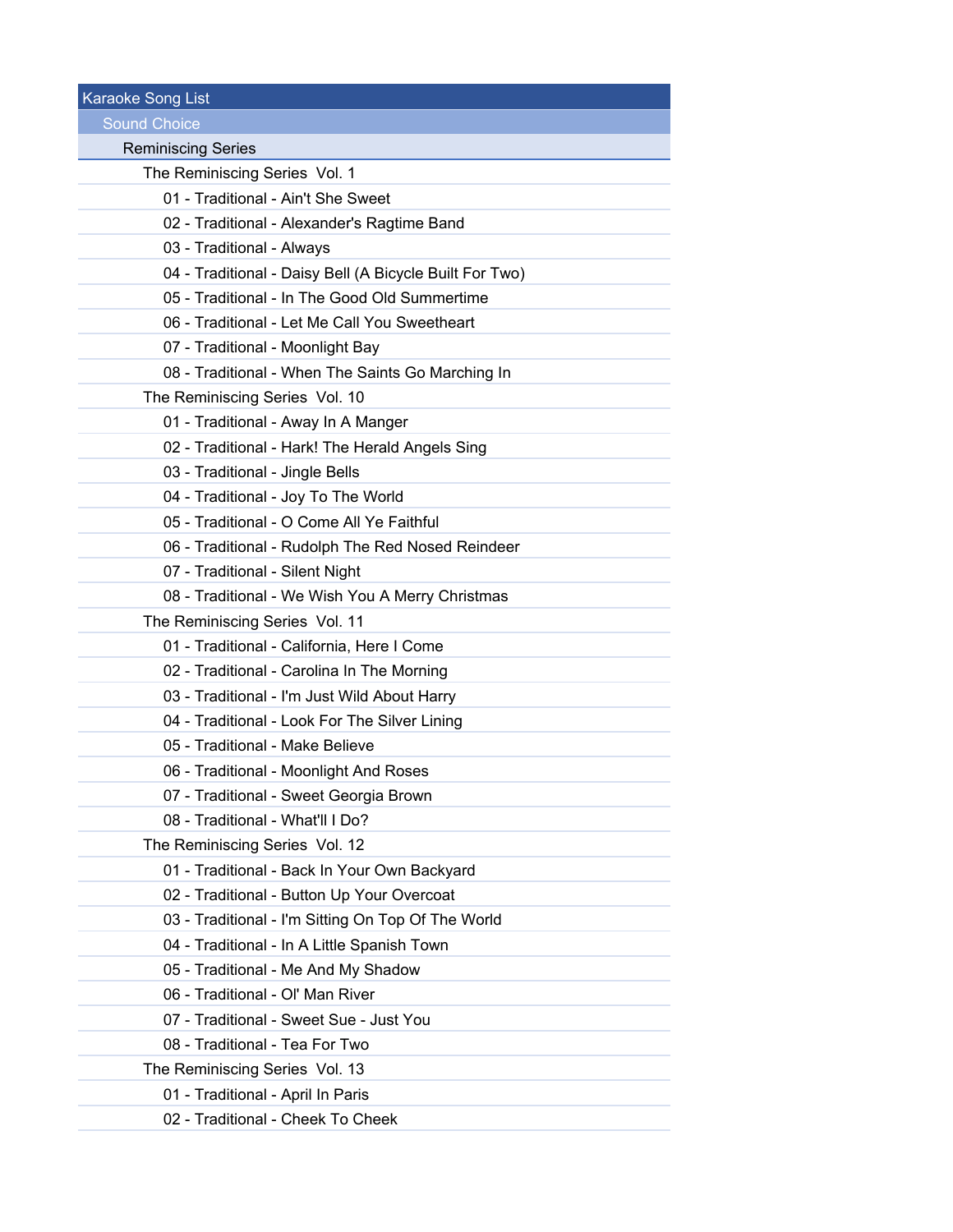# Karaoke Song List

## Sound Choice

### Reminiscing Series

#### The Reminiscing Series Vol. 1

- 01 - Traditional - Ain't She Sweet
- 02 - Traditional - Alexander's Ragtime Band
- 03 - Traditional - Always
- 04 - Traditional - Daisy Bell (A Bicycle Built For Two)
- 05 - Traditional - In The Good Old Summertime
- 06 - Traditional - Let Me Call You Sweetheart
- 07 - Traditional - Moonlight Bay
- 08 - Traditional - When The Saints Go Marching In

#### The Reminiscing Series Vol. 10

- 01 - Traditional - Away In A Manger
- 02 - Traditional - Hark! The Herald Angels Sing
- 03 - Traditional - Jingle Bells
- 04 - Traditional - Joy To The World
- 05 - Traditional - O Come All Ye Faithful
- 06 - Traditional - Rudolph The Red Nosed Reindeer
- 07 - Traditional - Silent Night
- 08 - Traditional - We Wish You A Merry Christmas

#### The Reminiscing Series Vol. 11

- 01 - Traditional - California, Here I Come
- 02 - Traditional - Carolina In The Morning
- 03 - Traditional - I'm Just Wild About Harry
- 04 - Traditional - Look For The Silver Lining
- 05 - Traditional - Make Believe
- 06 - Traditional - Moonlight And Roses
- 07 - Traditional - Sweet Georgia Brown
- 08 - Traditional - What'll I Do?

#### The Reminiscing Series Vol. 12

- 01 - Traditional - Back In Your Own Backyard
- 02 - Traditional - Button Up Your Overcoat
- 03 - Traditional - I'm Sitting On Top Of The World
- 04 - Traditional - In A Little Spanish Town
- 05 - Traditional - Me And My Shadow
- 06 - Traditional - Ol' Man River
- 07 - Traditional - Sweet Sue - Just You
- 08 - Traditional - Tea For Two

#### The Reminiscing Series Vol. 13

- 01 - Traditional - April In Paris
- 02 - Traditional - Cheek To Cheek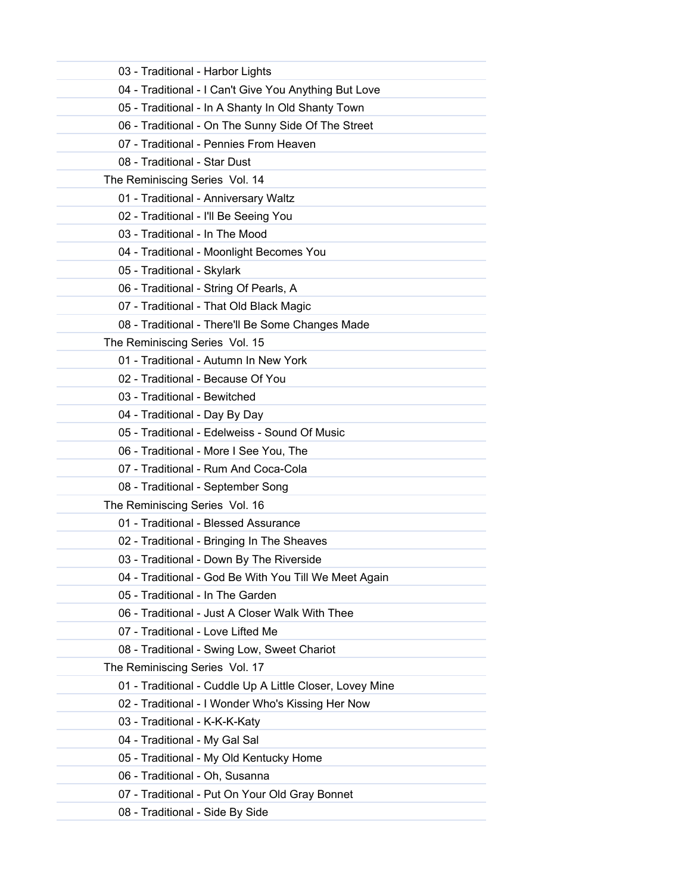03 - Traditional - Harbor Lights
04 - Traditional - I Can't Give You Anything But Love
05 - Traditional - In A Shanty In Old Shanty Town
06 - Traditional - On The Sunny Side Of The Street
07 - Traditional - Pennies From Heaven
08 - Traditional - Star Dust

The Reminiscing Series  Vol. 14

01 - Traditional - Anniversary Waltz
02 - Traditional - I'll Be Seeing You
03 - Traditional - In The Mood
04 - Traditional - Moonlight Becomes You
05 - Traditional - Skylark
06 - Traditional - String Of Pearls, A
07 - Traditional - That Old Black Magic
08 - Traditional - There'll Be Some Changes Made

The Reminiscing Series  Vol. 15

01 - Traditional - Autumn In New York
02 - Traditional - Because Of You
03 - Traditional - Bewitched
04 - Traditional - Day By Day
05 - Traditional - Edelweiss - Sound Of Music
06 - Traditional - More I See You, The
07 - Traditional - Rum And Coca-Cola
08 - Traditional - September Song

The Reminiscing Series  Vol. 16

01 - Traditional - Blessed Assurance
02 - Traditional - Bringing In The Sheaves
03 - Traditional - Down By The Riverside
04 - Traditional - God Be With You Till We Meet Again
05 - Traditional - In The Garden
06 - Traditional - Just A Closer Walk With Thee
07 - Traditional - Love Lifted Me
08 - Traditional - Swing Low, Sweet Chariot

The Reminiscing Series  Vol. 17

01 - Traditional - Cuddle Up A Little Closer, Lovey Mine
02 - Traditional - I Wonder Who's Kissing Her Now
03 - Traditional - K-K-K-Katy
04 - Traditional - My Gal Sal
05 - Traditional - My Old Kentucky Home
06 - Traditional - Oh, Susanna
07 - Traditional - Put On Your Old Gray Bonnet
08 - Traditional - Side By Side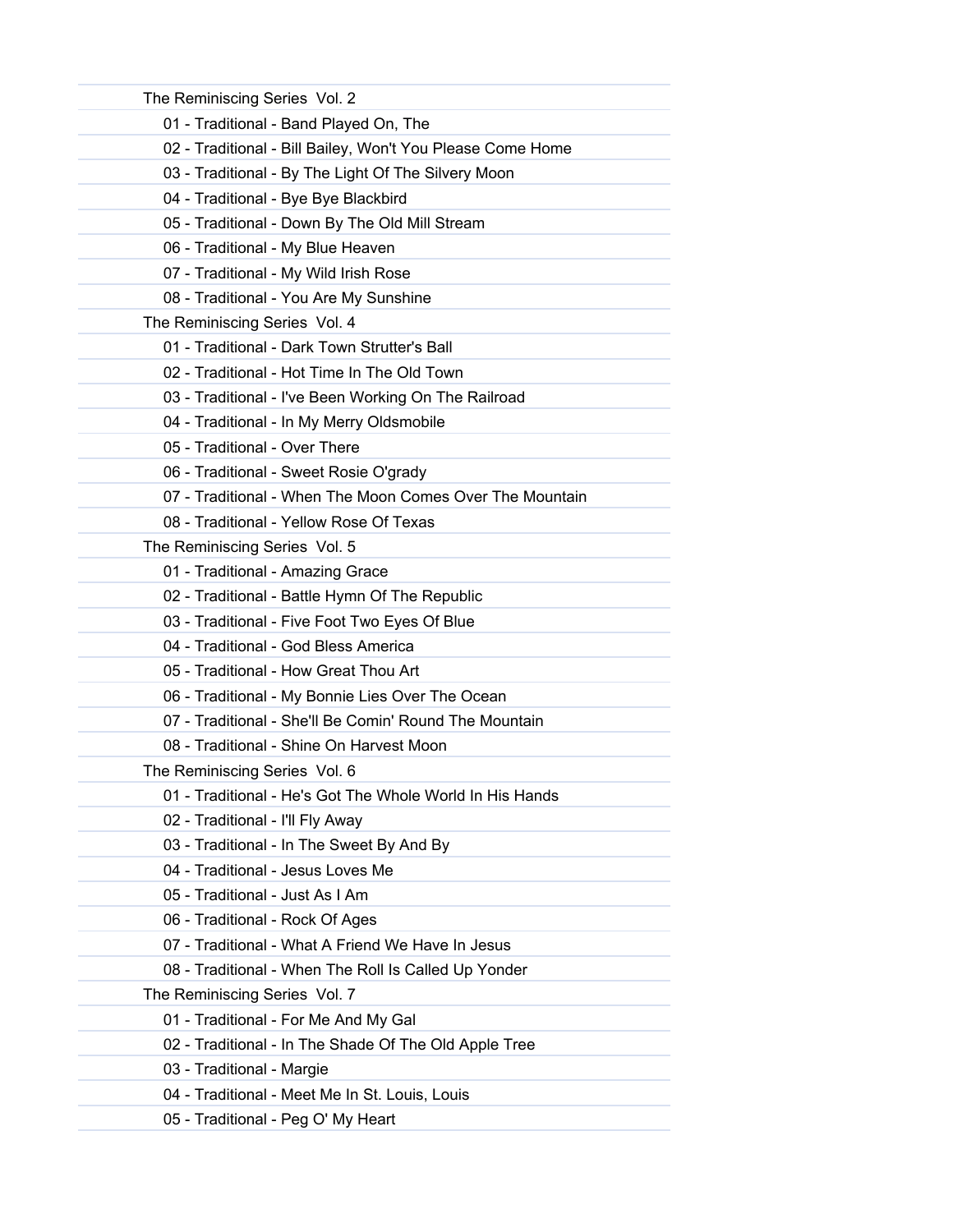The Reminiscing Series Vol. 2

- 01 - Traditional - Band Played On, The
- 02 - Traditional - Bill Bailey, Won't You Please Come Home
- 03 - Traditional - By The Light Of The Silvery Moon
- 04 - Traditional - Bye Bye Blackbird
- 05 - Traditional - Down By The Old Mill Stream
- 06 - Traditional - My Blue Heaven
- 07 - Traditional - My Wild Irish Rose
- 08 - Traditional - You Are My Sunshine

The Reminiscing Series Vol. 4

- 01 - Traditional - Dark Town Strutter's Ball
- 02 - Traditional - Hot Time In The Old Town
- 03 - Traditional - I've Been Working On The Railroad
- 04 - Traditional - In My Merry Oldsmobile
- 05 - Traditional - Over There
- 06 - Traditional - Sweet Rosie O'grady
- 07 - Traditional - When The Moon Comes Over The Mountain
- 08 - Traditional - Yellow Rose Of Texas

The Reminiscing Series Vol. 5

- 01 - Traditional - Amazing Grace
- 02 - Traditional - Battle Hymn Of The Republic
- 03 - Traditional - Five Foot Two Eyes Of Blue
- 04 - Traditional - God Bless America
- 05 - Traditional - How Great Thou Art
- 06 - Traditional - My Bonnie Lies Over The Ocean
- 07 - Traditional - She'll Be Comin' Round The Mountain
- 08 - Traditional - Shine On Harvest Moon

The Reminiscing Series Vol. 6

- 01 - Traditional - He's Got The Whole World In His Hands
- 02 - Traditional - I'll Fly Away
- 03 - Traditional - In The Sweet By And By
- 04 - Traditional - Jesus Loves Me
- 05 - Traditional - Just As I Am
- 06 - Traditional - Rock Of Ages
- 07 - Traditional - What A Friend We Have In Jesus
- 08 - Traditional - When The Roll Is Called Up Yonder

The Reminiscing Series Vol. 7

- 01 - Traditional - For Me And My Gal
- 02 - Traditional - In The Shade Of The Old Apple Tree
- 03 - Traditional - Margie
- 04 - Traditional - Meet Me In St. Louis, Louis
- 05 - Traditional - Peg O' My Heart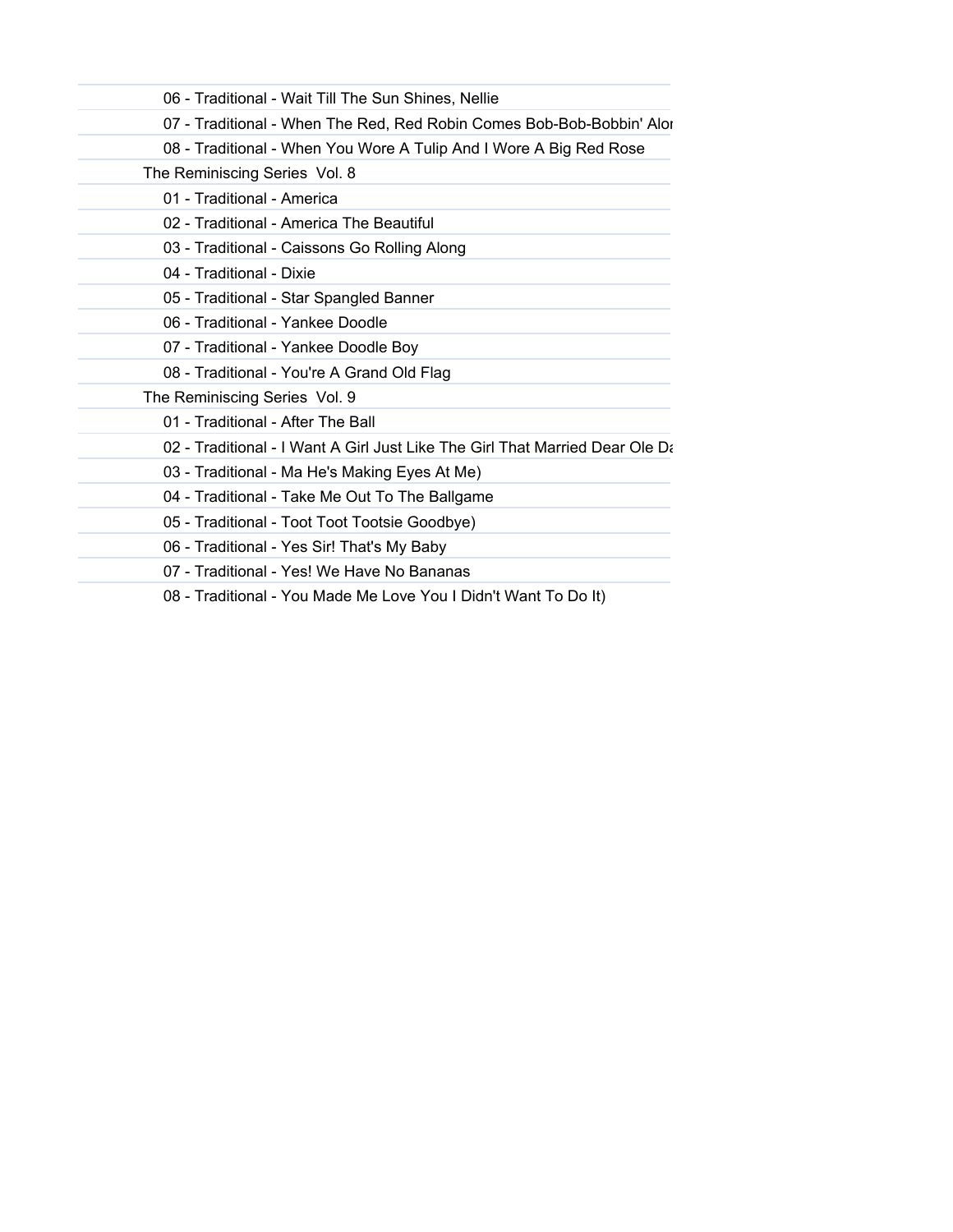06 - Traditional - Wait Till The Sun Shines, Nellie

07 - Traditional - When The Red, Red Robin Comes Bob-Bob-Bobbin' Alor

08 - Traditional - When You Wore A Tulip And I Wore A Big Red Rose

The Reminiscing Series  Vol. 8

01 - Traditional - America

02 - Traditional - America The Beautiful

03 - Traditional - Caissons Go Rolling Along

04 - Traditional - Dixie

05 - Traditional - Star Spangled Banner

06 - Traditional - Yankee Doodle

07 - Traditional - Yankee Doodle Boy

08 - Traditional - You're A Grand Old Flag

The Reminiscing Series  Vol. 9

01 - Traditional - After The Ball

02 - Traditional - I Want A Girl Just Like The Girl That Married Dear Ole Da

03 - Traditional - Ma He's Making Eyes At Me)

04 - Traditional - Take Me Out To The Ballgame

05 - Traditional - Toot Toot Tootsie Goodbye)

06 - Traditional - Yes Sir! That's My Baby

07 - Traditional - Yes! We Have No Bananas

08 - Traditional - You Made Me Love You I Didn't Want To Do It)